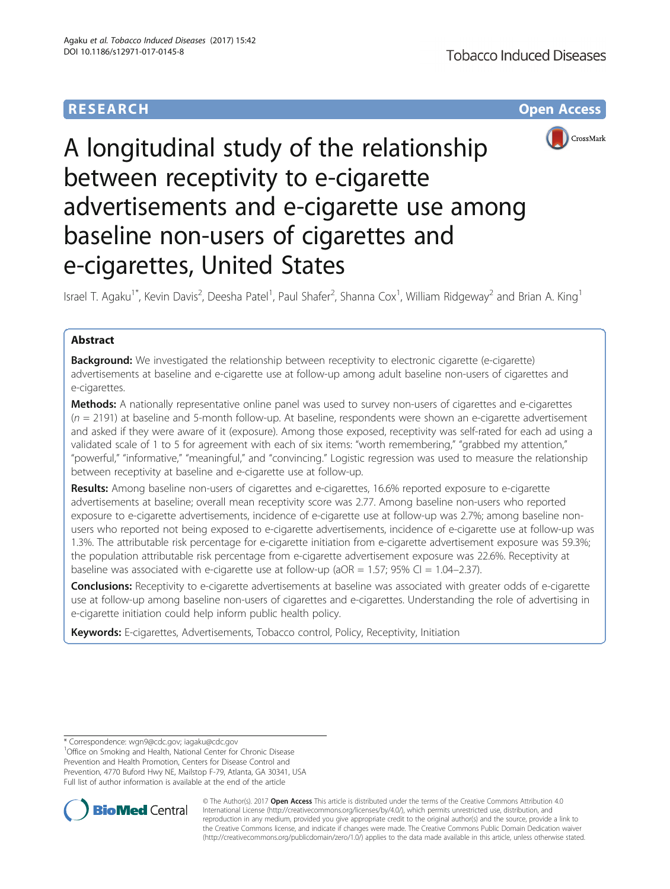RESEARCH Open Access

# A longitudinal study of the relationship between receptivity to e-cigarette advertisements and e-cigarette use among baseline non-users of cigarettes and e-cigarettes, United States

Israel T. Agaku[1*], Kevin Davis[2], Deesha Patel[1], Paul Shafer[2], Shanna Cox[1], William Ridgeway[2] and Brian A. King[1]

## Abstract

**Background:** We investigated the relationship between receptivity to electronic cigarette (e-cigarette) advertisements at baseline and e-cigarette use at follow-up among adult baseline non-users of cigarettes and e-cigarettes.

**Methods:** A nationally representative online panel was used to survey non-users of cigarettes and e-cigarettes ($n$ = 2191) at baseline and 5-month follow-up. At baseline, respondents were shown an e-cigarette advertisement and asked if they were aware of it (exposure). Among those exposed, receptivity was self-rated for each ad using a validated scale of 1 to 5 for agreement with each of six items: "worth remembering," "grabbed my attention," "powerful," "informative," "meaningful," and "convincing." Logistic regression was used to measure the relationship between receptivity at baseline and e-cigarette use at follow-up.

**Results:** Among baseline non-users of cigarettes and e-cigarettes, 16.6% reported exposure to e-cigarette advertisements at baseline; overall mean receptivity score was 2.77. Among baseline non-users who reported exposure to e-cigarette advertisements, incidence of e-cigarette use at follow-up was 2.7%; among baseline non-users who reported not being exposed to e-cigarette advertisements, incidence of e-cigarette use at follow-up was 1.3%. The attributable risk percentage for e-cigarette initiation from e-cigarette advertisement exposure was 59.3%; the population attributable risk percentage from e-cigarette advertisement exposure was 22.6%. Receptivity at baseline was associated with e-cigarette use at follow-up (aOR = 1.57; 95% CI = 1.04–2.37).

**Conclusions:** Receptivity to e-cigarette advertisements at baseline was associated with greater odds of e-cigarette use at follow-up among baseline non-users of cigarettes and e-cigarettes. Understanding the role of advertising in e-cigarette initiation could help inform public health policy.

**Keywords:** E-cigarettes, Advertisements, Tobacco control, Policy, Receptivity, Initiation

\* Correspondence: wgn9@cdc.gov; iagaku@cdc.gov
[1]Office on Smoking and Health, National Center for Chronic Disease Prevention and Health Promotion, Centers for Disease Control and Prevention, 4770 Buford Hwy NE, Mailstop F-79, Atlanta, GA 30341, USA
Full list of author information is available at the end of the article

© The Author(s). 2017 **Open Access** This article is distributed under the terms of the Creative Commons Attribution 4.0 International License (http://creativecommons.org/licenses/by/4.0/), which permits unrestricted use, distribution, and reproduction in any medium, provided you give appropriate credit to the original author(s) and the source, provide a link to the Creative Commons license, and indicate if changes were made. The Creative Commons Public Domain Dedication waiver (http://creativecommons.org/publicdomain/zero/1.0/) applies to the data made available in this article, unless otherwise stated.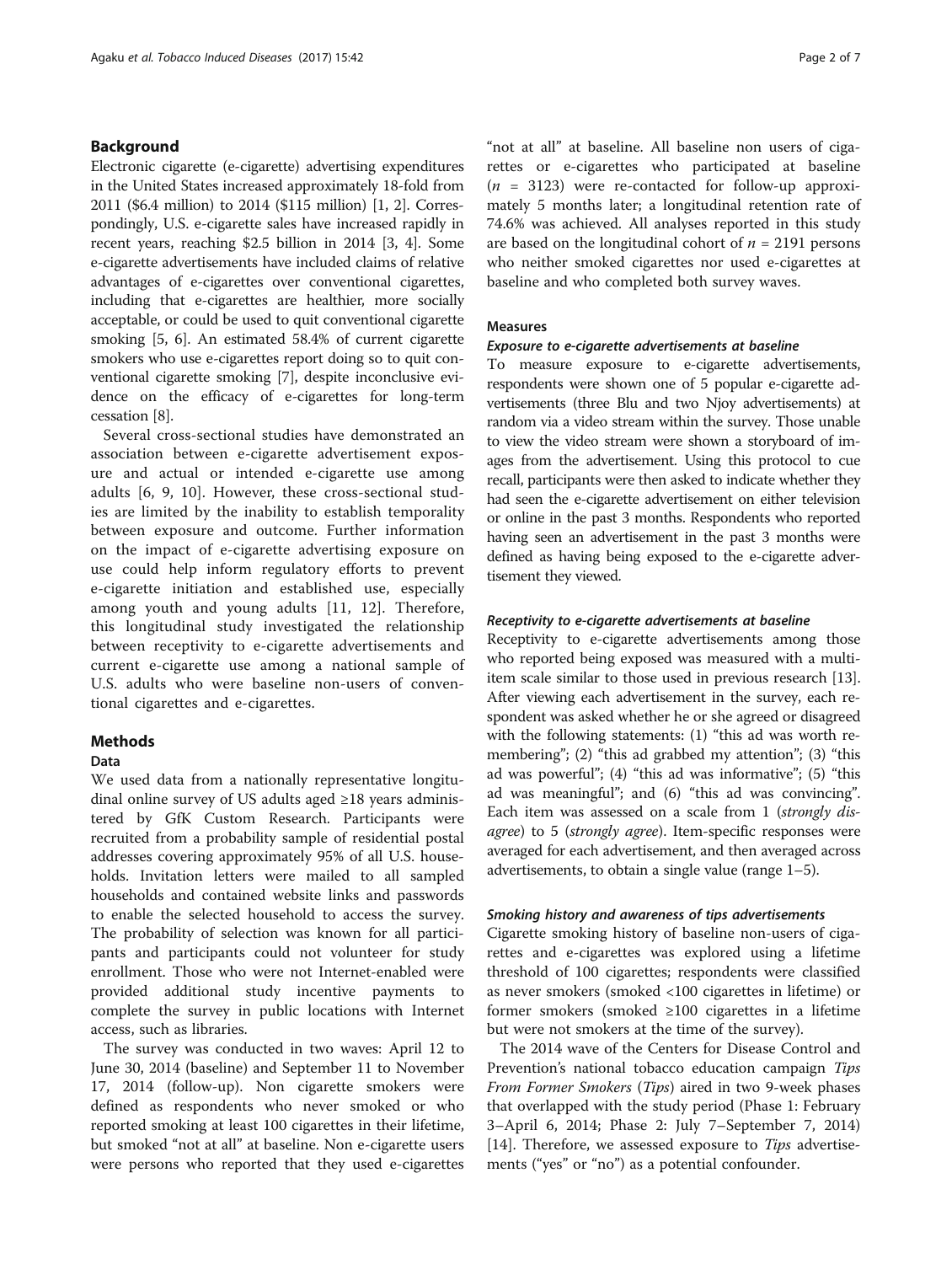## Background

Electronic cigarette (e-cigarette) advertising expenditures in the United States increased approximately 18-fold from 2011 ($6.4 million) to 2014 ($115 million) [1, 2]. Correspondingly, U.S. e-cigarette sales have increased rapidly in recent years, reaching $2.5 billion in 2014 [3, 4]. Some e-cigarette advertisements have included claims of relative advantages of e-cigarettes over conventional cigarettes, including that e-cigarettes are healthier, more socially acceptable, or could be used to quit conventional cigarette smoking [5, 6]. An estimated 58.4% of current cigarette smokers who use e-cigarettes report doing so to quit conventional cigarette smoking [7], despite inconclusive evidence on the efficacy of e-cigarettes for long-term cessation [8].

Several cross-sectional studies have demonstrated an association between e-cigarette advertisement exposure and actual or intended e-cigarette use among adults [6, 9, 10]. However, these cross-sectional studies are limited by the inability to establish temporality between exposure and outcome. Further information on the impact of e-cigarette advertising exposure on use could help inform regulatory efforts to prevent e-cigarette initiation and established use, especially among youth and young adults [11, 12]. Therefore, this longitudinal study investigated the relationship between receptivity to e-cigarette advertisements and current e-cigarette use among a national sample of U.S. adults who were baseline non-users of conventional cigarettes and e-cigarettes.

## Methods

### Data

We used data from a nationally representative longitudinal online survey of US adults aged ≥18 years administered by GfK Custom Research. Participants were recruited from a probability sample of residential postal addresses covering approximately 95% of all U.S. households. Invitation letters were mailed to all sampled households and contained website links and passwords to enable the selected household to access the survey. The probability of selection was known for all participants and participants could not volunteer for study enrollment. Those who were not Internet-enabled were provided additional study incentive payments to complete the survey in public locations with Internet access, such as libraries.

The survey was conducted in two waves: April 12 to June 30, 2014 (baseline) and September 11 to November 17, 2014 (follow-up). Non cigarette smokers were defined as respondents who never smoked or who reported smoking at least 100 cigarettes in their lifetime, but smoked "not at all" at baseline. Non e-cigarette users were persons who reported that they used e-cigarettes "not at all" at baseline. All baseline non users of cigarettes or e-cigarettes who participated at baseline ($n$ = 3123) were re-contacted for follow-up approximately 5 months later; a longitudinal retention rate of 74.6% was achieved. All analyses reported in this study are based on the longitudinal cohort of $n$ = 2191 persons who neither smoked cigarettes nor used e-cigarettes at baseline and who completed both survey waves.

### Measures

#### *Exposure to e-cigarette advertisements at baseline*

To measure exposure to e-cigarette advertisements, respondents were shown one of 5 popular e-cigarette advertisements (three Blu and two Njoy advertisements) at random via a video stream within the survey. Those unable to view the video stream were shown a storyboard of images from the advertisement. Using this protocol to cue recall, participants were then asked to indicate whether they had seen the e-cigarette advertisement on either television or online in the past 3 months. Respondents who reported having seen an advertisement in the past 3 months were defined as having being exposed to the e-cigarette advertisement they viewed.

#### *Receptivity to e-cigarette advertisements at baseline*

Receptivity to e-cigarette advertisements among those who reported being exposed was measured with a multi-item scale similar to those used in previous research [13]. After viewing each advertisement in the survey, each respondent was asked whether he or she agreed or disagreed with the following statements: (1) "this ad was worth remembering"; (2) "this ad grabbed my attention"; (3) "this ad was powerful"; (4) "this ad was informative"; (5) "this ad was meaningful"; and (6) "this ad was convincing". Each item was assessed on a scale from 1 (*strongly disagree*) to 5 (*strongly agree*). Item-specific responses were averaged for each advertisement, and then averaged across advertisements, to obtain a single value (range 1–5).

#### *Smoking history and awareness of tips advertisements*

Cigarette smoking history of baseline non-users of cigarettes and e-cigarettes was explored using a lifetime threshold of 100 cigarettes; respondents were classified as never smokers (smoked <100 cigarettes in lifetime) or former smokers (smoked ≥100 cigarettes in a lifetime but were not smokers at the time of the survey).

The 2014 wave of the Centers for Disease Control and Prevention's national tobacco education campaign *Tips From Former Smokers* (*Tips*) aired in two 9-week phases that overlapped with the study period (Phase 1: February 3–April 6, 2014; Phase 2: July 7–September 7, 2014) [14]. Therefore, we assessed exposure to *Tips* advertisements ("yes" or "no") as a potential confounder.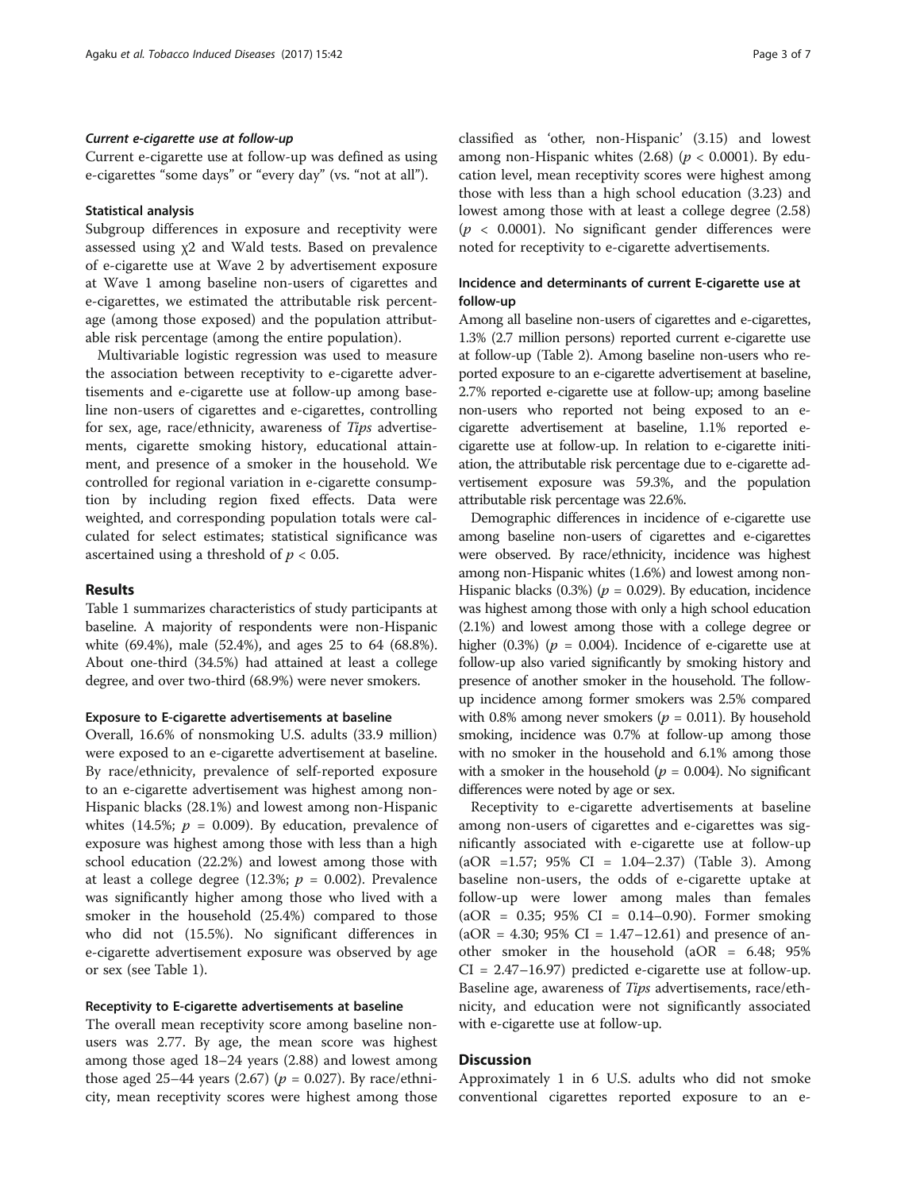#### *Current e-cigarette use at follow-up*

Current e-cigarette use at follow-up was defined as using e-cigarettes "some days" or "every day" (vs. "not at all").

### Statistical analysis

Subgroup differences in exposure and receptivity were assessed using $\chi 2$ and Wald tests. Based on prevalence of e-cigarette use at Wave 2 by advertisement exposure at Wave 1 among baseline non-users of cigarettes and e-cigarettes, we estimated the attributable risk percentage (among those exposed) and the population attributable risk percentage (among the entire population).

Multivariable logistic regression was used to measure the association between receptivity to e-cigarette advertisements and e-cigarette use at follow-up among baseline non-users of cigarettes and e-cigarettes, controlling for sex, age, race/ethnicity, awareness of *Tips* advertisements, cigarette smoking history, educational attainment, and presence of a smoker in the household. We controlled for regional variation in e-cigarette consumption by including region fixed effects. Data were weighted, and corresponding population totals were calculated for select estimates; statistical significance was ascertained using a threshold of $p < 0.05$.

## Results

Table 1 summarizes characteristics of study participants at baseline. A majority of respondents were non-Hispanic white (69.4%), male (52.4%), and ages 25 to 64 (68.8%). About one-third (34.5%) had attained at least a college degree, and over two-third (68.9%) were never smokers.

### Exposure to E-cigarette advertisements at baseline

Overall, 16.6% of nonsmoking U.S. adults (33.9 million) were exposed to an e-cigarette advertisement at baseline. By race/ethnicity, prevalence of self-reported exposure to an e-cigarette advertisement was highest among non-Hispanic blacks (28.1%) and lowest among non-Hispanic whites (14.5%; $p = 0.009$). By education, prevalence of exposure was highest among those with less than a high school education (22.2%) and lowest among those with at least a college degree (12.3%; $p = 0.002$). Prevalence was significantly higher among those who lived with a smoker in the household (25.4%) compared to those who did not (15.5%). No significant differences in e-cigarette advertisement exposure was observed by age or sex (see Table 1).

### Receptivity to E-cigarette advertisements at baseline

The overall mean receptivity score among baseline non-users was 2.77. By age, the mean score was highest among those aged 18–24 years (2.88) and lowest among those aged 25–44 years (2.67) ($p = 0.027$). By race/ethnicity, mean receptivity scores were highest among those classified as 'other, non-Hispanic' (3.15) and lowest among non-Hispanic whites (2.68) ($p < 0.0001$). By education level, mean receptivity scores were highest among those with less than a high school education (3.23) and lowest among those with at least a college degree (2.58) ($p < 0.0001$). No significant gender differences were noted for receptivity to e-cigarette advertisements.

### Incidence and determinants of current E-cigarette use at follow-up

Among all baseline non-users of cigarettes and e-cigarettes, 1.3% (2.7 million persons) reported current e-cigarette use at follow-up (Table 2). Among baseline non-users who reported exposure to an e-cigarette advertisement at baseline, 2.7% reported e-cigarette use at follow-up; among baseline non-users who reported not being exposed to an e-cigarette advertisement at baseline, 1.1% reported e-cigarette use at follow-up. In relation to e-cigarette initiation, the attributable risk percentage due to e-cigarette advertisement exposure was 59.3%, and the population attributable risk percentage was 22.6%.

Demographic differences in incidence of e-cigarette use among baseline non-users of cigarettes and e-cigarettes were observed. By race/ethnicity, incidence was highest among non-Hispanic whites (1.6%) and lowest among non-Hispanic blacks (0.3%) ($p = 0.029$). By education, incidence was highest among those with only a high school education (2.1%) and lowest among those with a college degree or higher (0.3%) ($p = 0.004$). Incidence of e-cigarette use at follow-up also varied significantly by smoking history and presence of another smoker in the household. The follow-up incidence among former smokers was 2.5% compared with 0.8% among never smokers ($p = 0.011$). By household smoking, incidence was 0.7% at follow-up among those with no smoker in the household and 6.1% among those with a smoker in the household ($p = 0.004$). No significant differences were noted by age or sex.

Receptivity to e-cigarette advertisements at baseline among non-users of cigarettes and e-cigarettes was significantly associated with e-cigarette use at follow-up (aOR =1.57; 95% CI = 1.04–2.37) (Table 3). Among baseline non-users, the odds of e-cigarette uptake at follow-up were lower among males than females (aOR = 0.35; 95% CI = 0.14–0.90). Former smoking (aOR = 4.30; 95% CI = 1.47–12.61) and presence of another smoker in the household (aOR = 6.48; 95% CI = 2.47–16.97) predicted e-cigarette use at follow-up. Baseline age, awareness of *Tips* advertisements, race/ethnicity, and education were not significantly associated with e-cigarette use at follow-up.

## Discussion

Approximately 1 in 6 U.S. adults who did not smoke conventional cigarettes reported exposure to an e-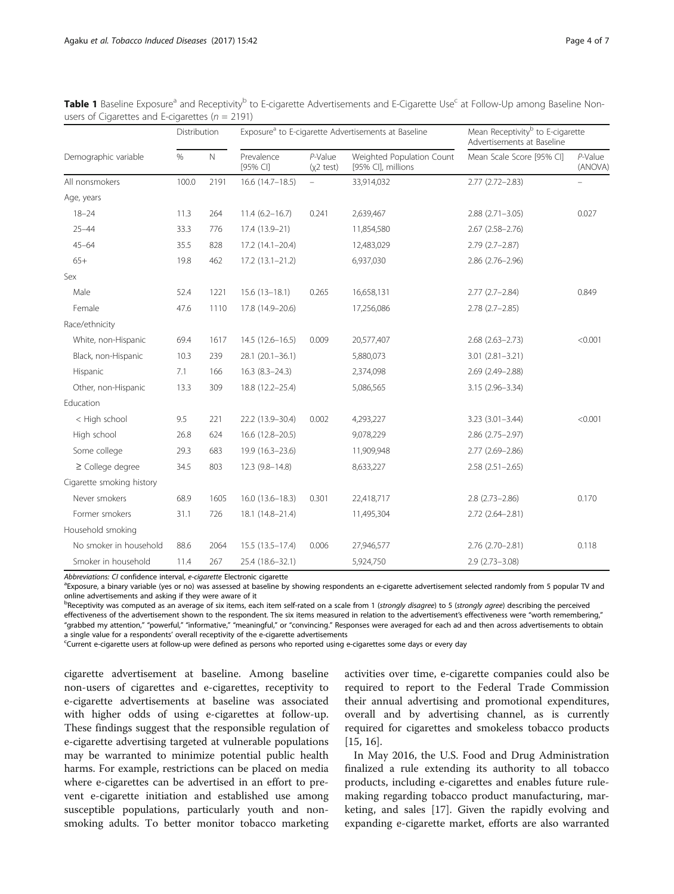**Table 1** Baseline Exposure[a] and Receptivity[b] to E-cigarette Advertisements and E-Cigarette Use[c] at Follow-Up among Baseline Non-users of Cigarettes and E-cigarettes ($n$ = 2191)

| Demographic variable | Distribution | | Exposure[a] to E-cigarette Advertisements at Baseline | | | Mean Receptivity[b] to E-cigarette Advertisements at Baseline | |
|---|---|---|---|---|---|---|---|
| | % | N | Prevalence [95% CI] | *P*-Value ($\chi$2 test) | Weighted Population Count [95% CI], millions | Mean Scale Score [95% CI] | *P*-Value (ANOVA) |
| All nonsmokers | 100.0 | 2191 | 16.6 (14.7–18.5) | – | 33,914,032 | 2.77 (2.72–2.83) | – |
| Age, years | | | | | | | |
| 18–24 | 11.3 | 264 | 11.4 (6.2–16.7) | 0.241 | 2,639,467 | 2.88 (2.71–3.05) | 0.027 |
| 25–44 | 33.3 | 776 | 17.4 (13.9–21) | | 11,854,580 | 2.67 (2.58–2.76) | |
| 45–64 | 35.5 | 828 | 17.2 (14.1–20.4) | | 12,483,029 | 2.79 (2.7–2.87) | |
| 65+ | 19.8 | 462 | 17.2 (13.1–21.2) | | 6,937,030 | 2.86 (2.76–2.96) | |
| Sex | | | | | | | |
| Male | 52.4 | 1221 | 15.6 (13–18.1) | 0.265 | 16,658,131 | 2.77 (2.7–2.84) | 0.849 |
| Female | 47.6 | 1110 | 17.8 (14.9–20.6) | | 17,256,086 | 2.78 (2.7–2.85) | |
| Race/ethnicity | | | | | | | |
| White, non-Hispanic | 69.4 | 1617 | 14.5 (12.6–16.5) | 0.009 | 20,577,407 | 2.68 (2.63–2.73) | <0.001 |
| Black, non-Hispanic | 10.3 | 239 | 28.1 (20.1–36.1) | | 5,880,073 | 3.01 (2.81–3.21) | |
| Hispanic | 7.1 | 166 | 16.3 (8.3–24.3) | | 2,374,098 | 2.69 (2.49–2.88) | |
| Other, non-Hispanic | 13.3 | 309 | 18.8 (12.2–25.4) | | 5,086,565 | 3.15 (2.96–3.34) | |
| Education | | | | | | | |
| < High school | 9.5 | 221 | 22.2 (13.9–30.4) | 0.002 | 4,293,227 | 3.23 (3.01–3.44) | <0.001 |
| High school | 26.8 | 624 | 16.6 (12.8–20.5) | | 9,078,229 | 2.86 (2.75–2.97) | |
| Some college | 29.3 | 683 | 19.9 (16.3–23.6) | | 11,909,948 | 2.77 (2.69–2.86) | |
| ≥ College degree | 34.5 | 803 | 12.3 (9.8–14.8) | | 8,633,227 | 2.58 (2.51–2.65) | |
| Cigarette smoking history | | | | | | | |
| Never smokers | 68.9 | 1605 | 16.0 (13.6–18.3) | 0.301 | 22,418,717 | 2.8 (2.73–2.86) | 0.170 |
| Former smokers | 31.1 | 726 | 18.1 (14.8–21.4) | | 11,495,304 | 2.72 (2.64–2.81) | |
| Household smoking | | | | | | | |
| No smoker in household | 88.6 | 2064 | 15.5 (13.5–17.4) | 0.006 | 27,946,577 | 2.76 (2.70–2.81) | 0.118 |
| Smoker in household | 11.4 | 267 | 25.4 (18.6–32.1) | | 5,924,750 | 2.9 (2.73–3.08) | |

*Abbreviations: CI* confidence interval, *e-cigarette* Electronic cigarette

[a]Exposure, a binary variable (yes or no) was assessed at baseline by showing respondents an e-cigarette advertisement selected randomly from 5 popular TV and online advertisements and asking if they were aware of it

[b]Receptivity was computed as an average of six items, each item self-rated on a scale from 1 (*strongly disagree*) to 5 (*strongly agree*) describing the perceived effectiveness of the advertisement shown to the respondent. The six items measured in relation to the advertisement's effectiveness were "worth remembering," "grabbed my attention," "powerful," "informative," "meaningful," or "convincing." Responses were averaged for each ad and then across advertisements to obtain a single value for a respondents' overall receptivity of the e-cigarette advertisements

[c]Current e-cigarette users at follow-up were defined as persons who reported using e-cigarettes some days or every day

cigarette advertisement at baseline. Among baseline non-users of cigarettes and e-cigarettes, receptivity to e-cigarette advertisements at baseline was associated with higher odds of using e-cigarettes at follow-up. These findings suggest that the responsible regulation of e-cigarette advertising targeted at vulnerable populations may be warranted to minimize potential public health harms. For example, restrictions can be placed on media where e-cigarettes can be advertised in an effort to prevent e-cigarette initiation and established use among susceptible populations, particularly youth and non-smoking adults. To better monitor tobacco marketing activities over time, e-cigarette companies could also be required to report to the Federal Trade Commission their annual advertising and promotional expenditures, overall and by advertising channel, as is currently required for cigarettes and smokeless tobacco products [15, 16].

In May 2016, the U.S. Food and Drug Administration finalized a rule extending its authority to all tobacco products, including e-cigarettes and enables future rule-making regarding tobacco product manufacturing, marketing, and sales [17]. Given the rapidly evolving and expanding e-cigarette market, efforts are also warranted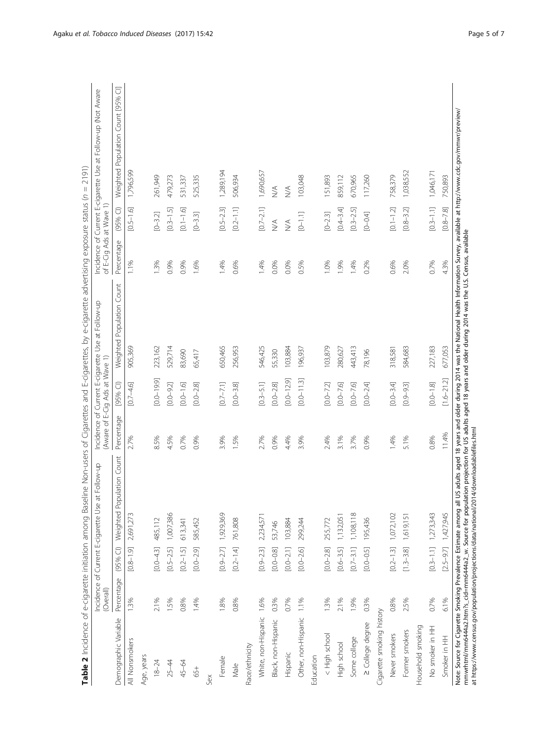**Table 2** Incidence of e-cigarette initiation among Baseline Non-users of Cigarettes and E-cigarettes, by e-cigarette advertising exposure status (n = 2191)

| Demographic Variable | Incidence of Current E-cigarette Use at Follow-up (Overall) | | | Incidence of Current E-cigarette Use at Follow-up (Aware of E-Cig Ads at Wave 1) | | | Incidence of Current E-cigarette Use at Follow-up (Not Aware of E-Cig Ads at Wave 1) | | |
|---|---|---|---|---|---|---|---|---|---|
| | Percentage | (95% CI) | Weighted Population Count | Percentage | [95% CI] | Weighted Population Count | Percentage | (95% CI) | Weighted Population Count [95% CI] |
| All Nonsmokers | 1.3% | [0.8–1.9] | 2,691,273 | 2.7% | [0.7–4.6] | 905,369 | 1.1% | [0.5–1.6] | 1,796,599 |
| Age, years | | | | | | | | | |
| 18–24 | 2.1% | [0.0–4.3] | 485,112 | 8.5% | [0.0–19.9] | 223,162 | 1.3% | [0–3.2] | 261,949 |
| 25–44 | 1.5% | [0.5–2.5] | 1,007,386 | 4.5% | [0.0–9.2] | 529,714 | 0.9% | [0.3–1.5] | 479,273 |
| 45–64 | 0.8% | [0.2–1.5] | 613,341 | 0.7% | [0.0–1.6] | 83,690 | 0.9% | [0.1–1.6] | 531,337 |
| 65+ | 1.4% | [0.0–2.9] | 585,452 | 0.9% | [0.0–2.8] | 65,417 | 1.6% | [0–3.3] | 525,335 |
| Sex | | | | | | | | | |
| Female | 1.8% | [0.9–2.7] | 1,929,369 | 3.9% | [0.7–7.1] | 650,465 | 1.4% | [0.5–2.3] | 1,289,194 |
| Male | 0.8% | [0.2–1.4] | 761,808 | 1.5% | [0.0–3.8] | 256,953 | 0.6% | [0.2–1.1] | 506,934 |
| Race/ethnicity | | | | | | | | | |
| White, non-Hispanic | 1.6% | [0.9–2.3] | 2,234,571 | 2.7% | [0.3–5.1] | 546,425 | 1.4% | [0.7–2.1] | 1,690,657 |
| Black, non-Hispanic | 0.3% | [0.0–0.8] | 53,746 | 0.9% | [0.0–2.8] | 55,330 | 0.0% | N/A | N/A |
| Hispanic | 0.7% | [0.0–2.1] | 103,884 | 4.4% | [0.0–12.9] | 103,884 | 0.0% | N/A | N/A |
| Other, non-Hispanic | 1.1% | [0.0–2.6] | 299,244 | 3.9% | [0.0–11.3] | 196,937 | 0.5% | [0–1.1] | 103,048 |
| Education | | | | | | | | | |
| < High school | 1.3% | [0.0–2.8] | 255,772 | 2.4% | [0.0–7.2] | 103,879 | 1.0% | [0–2.3] | 151,893 |
| High school | 2.1% | [0.6–3.5] | 1,132,051 | 3.1% | [0.0–7.6] | 280,627 | 1.9% | [0.4–3.4] | 859,112 |
| Some college | 1.9% | [0.7–3.1] | 1,108,118 | 3.7% | [0.0–7.6] | 443,413 | 1.4% | [0.3–2.5] | 670,965 |
| ≥ College degree | 0.3% | [0.0–0.5] | 195,436 | 0.9% | [0.0–2.4] | 78,196 | 0.2% | [0–0.4] | 117,260 |
| Cigarette smoking history | | | | | | | | | |
| Never smokers | 0.8% | [0.2–1.3] | 1,072,102 | 1.4% | [0.0–3.4] | 318,581 | 0.6% | [0.1–1.2] | 758,379 |
| Former smokers | 2.5% | [1.3–3.8] | 1,619,151 | 5.1% | [0.9–9.3] | 584,683 | 2.0% | [0.8–3.2] | 1,038,552 |
| Household smoking | | | | | | | | | |
| No smoker in HH | 0.7% | [0.3–1.1] | 1,273,343 | 0.8% | [0.0–1.8] | 227,183 | 0.7% | [0.3–1.1] | 1,046,171 |
| Smoker in HH | 6.1% | [2.5–9.7] | 1,427,945 | 11.4% | [1.6–21.2] | 677,053 | 4.3% | [0.8–7.8] | 750,893 |

Note: Source for Cigarette Smoking Prevalence Estimate among all US adults aged 18 years and older during 2014 was the National Health Information Survey, available at http://www.cdc.gov/mmwr/preview/mmwrhtml/mm6444a2.htm?s_cid=mm6444a2_w. Source for population projection for US adults aged 18 years and older during 2014 was the U.S. Census, available at https://www.census.gov/population/projections/data/national/2014/downloadablefiles.html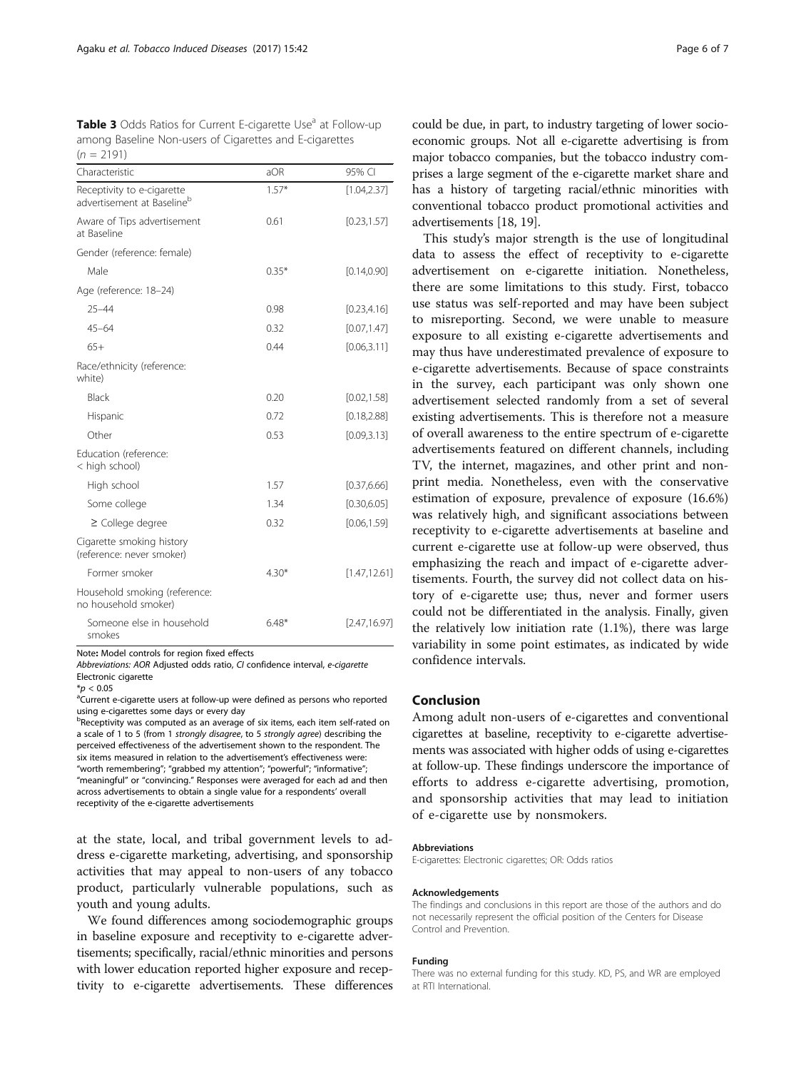**Table 3** Odds Ratios for Current E-cigarette Use[a] at Follow-up among Baseline Non-users of Cigarettes and E-cigarettes ($n = 2191$)

| Characteristic | aOR | 95% CI |
|---|---|---|
| Receptivity to e-cigarette advertisement at Baseline[b] | 1.57* | [1.04,2.37] |
| Aware of Tips advertisement at Baseline | 0.61 | [0.23,1.57] |
| Gender (reference: female) | | |
| Male | 0.35* | [0.14,0.90] |
| Age (reference: 18–24) | | |
| 25–44 | 0.98 | [0.23,4.16] |
| 45–64 | 0.32 | [0.07,1.47] |
| 65+ | 0.44 | [0.06,3.11] |
| Race/ethnicity (reference: white) | | |
| Black | 0.20 | [0.02,1.58] |
| Hispanic | 0.72 | [0.18,2.88] |
| Other | 0.53 | [0.09,3.13] |
| Education (reference: < high school) | | |
| High school | 1.57 | [0.37,6.66] |
| Some college | 1.34 | [0.30,6.05] |
| ≥ College degree | 0.32 | [0.06,1.59] |
| Cigarette smoking history (reference: never smoker) | | |
| Former smoker | 4.30* | [1.47,12.61] |
| Household smoking (reference: no household smoker) | | |
| Someone else in household smokes | 6.48* | [2.47,16.97] |

**Note:** Model controls for region fixed effects

*Abbreviations: AOR* Adjusted odds ratio, *CI* confidence interval, *e-cigarette* Electronic cigarette

*$p < 0.05$

[a]Current e-cigarette users at follow-up were defined as persons who reported using e-cigarettes some days or every day

[b]Receptivity was computed as an average of six items, each item self-rated on a scale of 1 to 5 (from 1 *strongly disagree*, to 5 *strongly agree*) describing the perceived effectiveness of the advertisement shown to the respondent. The six items measured in relation to the advertisement's effectiveness were: "worth remembering"; "grabbed my attention"; "powerful"; "informative"; "meaningful" or "convincing." Responses were averaged for each ad and then across advertisements to obtain a single value for a respondents' overall receptivity of the e-cigarette advertisements

at the state, local, and tribal government levels to address e-cigarette marketing, advertising, and sponsorship activities that may appeal to non-users of any tobacco product, particularly vulnerable populations, such as youth and young adults.

We found differences among sociodemographic groups in baseline exposure and receptivity to e-cigarette advertisements; specifically, racial/ethnic minorities and persons with lower education reported higher exposure and receptivity to e-cigarette advertisements. These differences could be due, in part, to industry targeting of lower socioeconomic groups. Not all e-cigarette advertising is from major tobacco companies, but the tobacco industry comprises a large segment of the e-cigarette market share and has a history of targeting racial/ethnic minorities with conventional tobacco product promotional activities and advertisements [18, 19].

This study's major strength is the use of longitudinal data to assess the effect of receptivity to e-cigarette advertisement on e-cigarette initiation. Nonetheless, there are some limitations to this study. First, tobacco use status was self-reported and may have been subject to misreporting. Second, we were unable to measure exposure to all existing e-cigarette advertisements and may thus have underestimated prevalence of exposure to e-cigarette advertisements. Because of space constraints in the survey, each participant was only shown one advertisement selected randomly from a set of several existing advertisements. This is therefore not a measure of overall awareness to the entire spectrum of e-cigarette advertisements featured on different channels, including TV, the internet, magazines, and other print and non-print media. Nonetheless, even with the conservative estimation of exposure, prevalence of exposure (16.6%) was relatively high, and significant associations between receptivity to e-cigarette advertisements at baseline and current e-cigarette use at follow-up were observed, thus emphasizing the reach and impact of e-cigarette advertisements. Fourth, the survey did not collect data on history of e-cigarette use; thus, never and former users could not be differentiated in the analysis. Finally, given the relatively low initiation rate (1.1%), there was large variability in some point estimates, as indicated by wide confidence intervals.

## Conclusion

Among adult non-users of e-cigarettes and conventional cigarettes at baseline, receptivity to e-cigarette advertisements was associated with higher odds of using e-cigarettes at follow-up. These findings underscore the importance of efforts to address e-cigarette advertising, promotion, and sponsorship activities that may lead to initiation of e-cigarette use by nonsmokers.

#### Abbreviations

E-cigarettes: Electronic cigarettes; OR: Odds ratios

#### Acknowledgements

The findings and conclusions in this report are those of the authors and do not necessarily represent the official position of the Centers for Disease Control and Prevention.

#### Funding

There was no external funding for this study. KD, PS, and WR are employed at RTI International.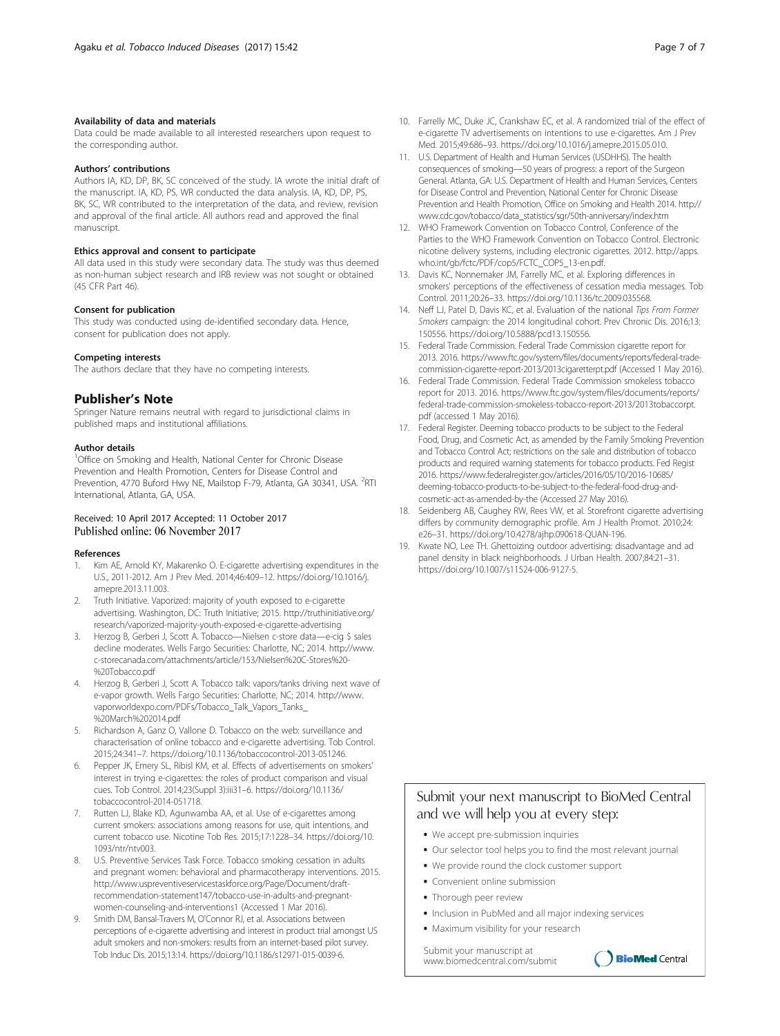#### Availability of data and materials

Data could be made available to all interested researchers upon request to the corresponding author.

#### Authors' contributions

Authors IA, KD, DP, BK, SC conceived of the study. IA wrote the initial draft of the manuscript. IA, KD, PS, WR conducted the data analysis. IA, KD, DP, PS, BK, SC, WR contributed to the interpretation of the data, and review, revision and approval of the final article. All authors read and approved the final manuscript.

#### Ethics approval and consent to participate

All data used in this study were secondary data. The study was thus deemed as non-human subject research and IRB review was not sought or obtained (45 CFR Part 46).

#### Consent for publication

This study was conducted using de-identified secondary data. Hence, consent for publication does not apply.

#### Competing interests

The authors declare that they have no competing interests.

## Publisher's Note

Springer Nature remains neutral with regard to jurisdictional claims in published maps and institutional affiliations.

#### Author details

[1]Office on Smoking and Health, National Center for Chronic Disease Prevention and Health Promotion, Centers for Disease Control and Prevention, 4770 Buford Hwy NE, Mailstop F-79, Atlanta, GA 30341, USA. [2]RTI International, Atlanta, GA, USA.

Received: 10 April 2017 Accepted: 11 October 2017
Published online: 06 November 2017

#### References

1. Kim AE, Arnold KY, Makarenko O. E-cigarette advertising expenditures in the U.S., 2011-2012. Am J Prev Med. 2014;46:409–12. https://doi.org/10.1016/j.amepre.2013.11.003.
2. Truth Initiative. Vaporized: majority of youth exposed to e-cigarette advertising. Washington, DC: Truth Initiative; 2015. http://truthinitiative.org/research/vaporized-majority-youth-exposed-e-cigarette-advertising
3. Herzog B, Gerberi J, Scott A. Tobacco—Nielsen c-store data—e-cig $ sales decline moderates. Wells Fargo Securities: Charlotte, NC; 2014. http://www.c-storecanada.com/attachments/article/153/Nielsen%20C-Stores%20-%20Tobacco.pdf
4. Herzog B, Gerberi J, Scott A. Tobacco talk: vapors/tanks driving next wave of e-vapor growth. Wells Fargo Securities: Charlotte, NC; 2014. http://www.vaporworldexpo.com/PDFs/Tobacco_Talk_Vapors_Tanks_%20March%202014.pdf
5. Richardson A, Ganz O, Vallone D. Tobacco on the web: surveillance and characterisation of online tobacco and e-cigarette advertising. Tob Control. 2015;24:341–7. https://doi.org/10.1136/tobaccocontrol-2013-051246.
6. Pepper JK, Emery SL, Ribisl KM, et al. Effects of advertisements on smokers' interest in trying e-cigarettes: the roles of product comparison and visual cues. Tob Control. 2014;23(Suppl 3):iii31–6. https://doi.org/10.1136/tobaccocontrol-2014-051718.
7. Rutten LJ, Blake KD, Agunwamba AA, et al. Use of e-cigarettes among current smokers: associations among reasons for use, quit intentions, and current tobacco use. Nicotine Tob Res. 2015;17:1228–34. https://doi.org/10.1093/ntr/ntv003.
8. U.S. Preventive Services Task Force. Tobacco smoking cessation in adults and pregnant women: behavioral and pharmacotherapy interventions. 2015. http://www.uspreventiveservicestaskforce.org/Page/Document/draft-recommendation-statement147/tobacco-use-in-adults-and-pregnant-women-counseling-and-interventions1 (Accessed 1 Mar 2016).
9. Smith DM, Bansal-Travers M, O'Connor RJ, et al. Associations between perceptions of e-cigarette advertising and interest in product trial amongst US adult smokers and non-smokers: results from an internet-based pilot survey. Tob Induc Dis. 2015;13:14. https://doi.org/10.1186/s12971-015-0039-6.
10. Farrelly MC, Duke JC, Crankshaw EC, et al. A randomized trial of the effect of e-cigarette TV advertisements on intentions to use e-cigarettes. Am J Prev Med. 2015;49:686–93. https://doi.org/10.1016/j.amepre.2015.05.010.
11. U.S. Department of Health and Human Services (USDHHS). The health consequences of smoking—50 years of progress: a report of the Surgeon General. Atlanta, GA: U.S. Department of Health and Human Services, Centers for Disease Control and Prevention, National Center for Chronic Disease Prevention and Health Promotion, Office on Smoking and Health 2014. http://www.cdc.gov/tobacco/data_statistics/sgr/50th-anniversary/index.htm
12. WHO Framework Convention on Tobacco Control, Conference of the Parties to the WHO Framework Convention on Tobacco Control. Electronic nicotine delivery systems, including electronic cigarettes. 2012. http://apps.who.int/gb/fctc/PDF/cop5/FCTC_COP5_13-en.pdf.
13. Davis KC, Nonnemaker JM, Farrelly MC, et al. Exploring differences in smokers' perceptions of the effectiveness of cessation media messages. Tob Control. 2011;20:26–33. https://doi.org/10.1136/tc.2009.035568.
14. Neff LJ, Patel D, Davis KC, et al. Evaluation of the national *Tips From Former Smokers* campaign: the 2014 longitudinal cohort. Prev Chronic Dis. 2016;13:150556. https://doi.org/10.5888/pcd13.150556.
15. Federal Trade Commission. Federal Trade Commission cigarette report for 2013. 2016. https://www.ftc.gov/system/files/documents/reports/federal-trade-commission-cigarette-report-2013/2013cigaretterpt.pdf (Accessed 1 May 2016).
16. Federal Trade Commission. Federal Trade Commission smokeless tobacco report for 2013. 2016. https://www.ftc.gov/system/files/documents/reports/federal-trade-commission-smokeless-tobacco-report-2013/2013tobaccorpt.pdf (accessed 1 May 2016).
17. Federal Register. Deeming tobacco products to be subject to the Federal Food, Drug, and Cosmetic Act, as amended by the Family Smoking Prevention and Tobacco Control Act; restrictions on the sale and distribution of tobacco products and required warning statements for tobacco products. Fed Regist 2016. https://www.federalregister.gov/articles/2016/05/10/2016-10685/deeming-tobacco-products-to-be-subject-to-the-federal-food-drug-and-cosmetic-act-as-amended-by-the (Accessed 27 May 2016).
18. Seidenberg AB, Caughey RW, Rees VW, et al. Storefront cigarette advertising differs by community demographic profile. Am J Health Promot. 2010;24:e26–31. https://doi.org/10.4278/ajhp.090618-QUAN-196.
19. Kwate NO, Lee TH. Ghettoizing outdoor advertising: disadvantage and ad panel density in black neighborhoods. J Urban Health. 2007;84:21–31. https://doi.org/10.1007/s11524-006-9127-5.

Submit your next manuscript to BioMed Central and we will help you at every step:

- We accept pre-submission inquiries
- Our selector tool helps you to find the most relevant journal
- We provide round the clock customer support
- Convenient online submission
- Thorough peer review
- Inclusion in PubMed and all major indexing services
- Maximum visibility for your research

Submit your manuscript at www.biomedcentral.com/submit

BioMed Central